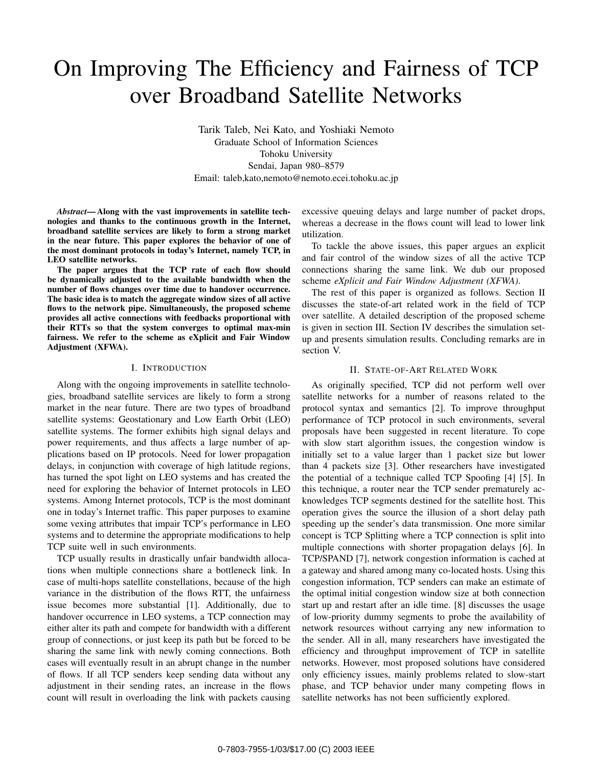# On Improving The Efficiency and Fairness of TCP over Broadband Satellite Networks

Tarik Taleb, Nei Kato, and Yoshiaki Nemoto
Graduate School of Information Sciences
Tohoku University
Sendai, Japan 980–8579
Email: taleb,kato,nemoto@nemoto.ecei.tohoku.ac.jp

***Abstract*— Along with the vast improvements in satellite technologies and thanks to the continuous growth in the Internet, broadband satellite services are likely to form a strong market in the near future. This paper explores the behavior of one of the most dominant protocols in today's Internet, namely TCP, in LEO satellite networks.**

**The paper argues that the TCP rate of each flow should be dynamically adjusted to the available bandwidth when the number of flows changes over time due to handover occurrence. The basic idea is to match the aggregate window sizes of all active flows to the network pipe. Simultaneously, the proposed scheme provides all active connections with feedbacks proportional with their RTTs so that the system converges to optimal max-min fairness. We refer to the scheme as eXplicit and Fair Window Adjustment (XFWA).**

## I. Introduction

Along with the ongoing improvements in satellite technologies, broadband satellite services are likely to form a strong market in the near future. There are two types of broadband satellite systems: Geostationary and Low Earth Orbit (LEO) satellite systems. The former exhibits high signal delays and power requirements, and thus affects a large number of applications based on IP protocols. Need for lower propagation delays, in conjunction with coverage of high latitude regions, has turned the spot light on LEO systems and has created the need for exploring the behavior of Internet protocols in LEO systems. Among Internet protocols, TCP is the most dominant one in today's Internet traffic. This paper purposes to examine some vexing attributes that impair TCP's performance in LEO systems and to determine the appropriate modifications to help TCP suite well in such environments.

TCP usually results in drastically unfair bandwidth allocations when multiple connections share a bottleneck link. In case of multi-hops satellite constellations, because of the high variance in the distribution of the flows RTT, the unfairness issue becomes more substantial [1]. Additionally, due to handover occurrence in LEO systems, a TCP connection may either alter its path and compete for bandwidth with a different group of connections, or just keep its path but be forced to be sharing the same link with newly coming connections. Both cases will eventually result in an abrupt change in the number of flows. If all TCP senders keep sending data without any adjustment in their sending rates, an increase in the flows count will result in overloading the link with packets causing excessive queuing delays and large number of packet drops, whereas a decrease in the flows count will lead to lower link utilization.

To tackle the above issues, this paper argues an explicit and fair control of the window sizes of all the active TCP connections sharing the same link. We dub our proposed scheme *eXplicit and Fair Window Adjustment (XFWA)*.

The rest of this paper is organized as follows. Section II discusses the state-of-art related work in the field of TCP over satellite. A detailed description of the proposed scheme is given in section III. Section IV describes the simulation set-up and presents simulation results. Concluding remarks are in section V.

## II. State-of-Art Related Work

As originally specified, TCP did not perform well over satellite networks for a number of reasons related to the protocol syntax and semantics [2]. To improve throughput performance of TCP protocol in such environments, several proposals have been suggested in recent literature. To cope with slow start algorithm issues, the congestion window is initially set to a value larger than 1 packet size but lower than 4 packets size [3]. Other researchers have investigated the potential of a technique called TCP Spoofing [4] [5]. In this technique, a router near the TCP sender prematurely acknowledges TCP segments destined for the satellite host. This operation gives the source the illusion of a short delay path speeding up the sender's data transmission. One more similar concept is TCP Splitting where a TCP connection is split into multiple connections with shorter propagation delays [6]. In TCP/SPAND [7], network congestion information is cached at a gateway and shared among many co-located hosts. Using this congestion information, TCP senders can make an estimate of the optimal initial congestion window size at both connection start up and restart after an idle time. [8] discusses the usage of low-priority dummy segments to probe the availability of network resources without carrying any new information to the sender. All in all, many researchers have investigated the efficiency and throughput improvement of TCP in satellite networks. However, most proposed solutions have considered only efficiency issues, mainly problems related to slow-start phase, and TCP behavior under many competing flows in satellite networks has not been sufficiently explored.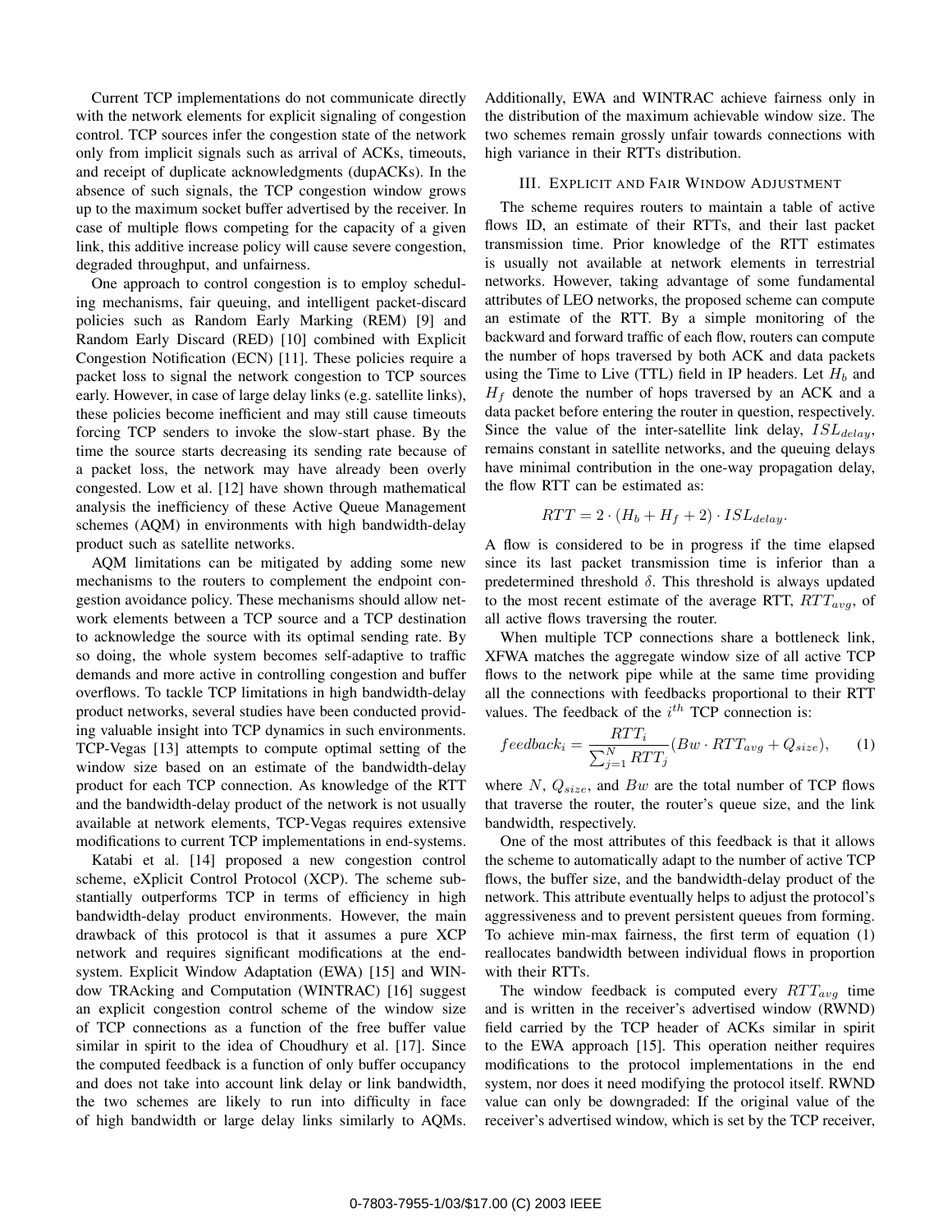Current TCP implementations do not communicate directly with the network elements for explicit signaling of congestion control. TCP sources infer the congestion state of the network only from implicit signals such as arrival of ACKs, timeouts, and receipt of duplicate acknowledgments (dupACKs). In the absence of such signals, the TCP congestion window grows up to the maximum socket buffer advertised by the receiver. In case of multiple flows competing for the capacity of a given link, this additive increase policy will cause severe congestion, degraded throughput, and unfairness.

One approach to control congestion is to employ scheduling mechanisms, fair queuing, and intelligent packet-discard policies such as Random Early Marking (REM) [9] and Random Early Discard (RED) [10] combined with Explicit Congestion Notification (ECN) [11]. These policies require a packet loss to signal the network congestion to TCP sources early. However, in case of large delay links (e.g. satellite links), these policies become inefficient and may still cause timeouts forcing TCP senders to invoke the slow-start phase. By the time the source starts decreasing its sending rate because of a packet loss, the network may have already been overly congested. Low et al. [12] have shown through mathematical analysis the inefficiency of these Active Queue Management schemes (AQM) in environments with high bandwidth-delay product such as satellite networks.

AQM limitations can be mitigated by adding some new mechanisms to the routers to complement the endpoint congestion avoidance policy. These mechanisms should allow network elements between a TCP source and a TCP destination to acknowledge the source with its optimal sending rate. By so doing, the whole system becomes self-adaptive to traffic demands and more active in controlling congestion and buffer overflows. To tackle TCP limitations in high bandwidth-delay product networks, several studies have been conducted providing valuable insight into TCP dynamics in such environments. TCP-Vegas [13] attempts to compute optimal setting of the window size based on an estimate of the bandwidth-delay product for each TCP connection. As knowledge of the RTT and the bandwidth-delay product of the network is not usually available at network elements, TCP-Vegas requires extensive modifications to current TCP implementations in end-systems.

Katabi et al. [14] proposed a new congestion control scheme, eXplicit Control Protocol (XCP). The scheme substantially outperforms TCP in terms of efficiency in high bandwidth-delay product environments. However, the main drawback of this protocol is that it assumes a pure XCP network and requires significant modifications at the end-system. Explicit Window Adaptation (EWA) [15] and WINdow TRAcking and Computation (WINTRAC) [16] suggest an explicit congestion control scheme of the window size of TCP connections as a function of the free buffer value similar in spirit to the idea of Choudhury et al. [17]. Since the computed feedback is a function of only buffer occupancy and does not take into account link delay or link bandwidth, the two schemes are likely to run into difficulty in face of high bandwidth or large delay links similarly to AQMs. Additionally, EWA and WINTRAC achieve fairness only in the distribution of the maximum achievable window size. The two schemes remain grossly unfair towards connections with high variance in their RTTs distribution.

## III. Explicit and Fair Window Adjustment

The scheme requires routers to maintain a table of active flows ID, an estimate of their RTTs, and their last packet transmission time. Prior knowledge of the RTT estimates is usually not available at network elements in terrestrial networks. However, taking advantage of some fundamental attributes of LEO networks, the proposed scheme can compute an estimate of the RTT. By a simple monitoring of the backward and forward traffic of each flow, routers can compute the number of hops traversed by both ACK and data packets using the Time to Live (TTL) field in IP headers. Let $H_b$ and $H_f$ denote the number of hops traversed by an ACK and a data packet before entering the router in question, respectively. Since the value of the inter-satellite link delay, $ISL_{delay}$, remains constant in satellite networks, and the queuing delays have minimal contribution in the one-way propagation delay, the flow RTT can be estimated as:

$$RTT = 2 \cdot (H_b + H_f + 2) \cdot ISL_{delay}.$$

A flow is considered to be in progress if the time elapsed since its last packet transmission time is inferior than a predetermined threshold $\delta$. This threshold is always updated to the most recent estimate of the average RTT, $RTT_{avg}$, of all active flows traversing the router.

When multiple TCP connections share a bottleneck link, XFWA matches the aggregate window size of all active TCP flows to the network pipe while at the same time providing all the connections with feedbacks proportional to their RTT values. The feedback of the $i^{th}$ TCP connection is:

$$feedback_i = \frac{RTT_i}{\sum_{j=1}^{N} RTT_j}(Bw \cdot RTT_{avg} + Q_{size}), \qquad (1)$$

where $N$, $Q_{size}$, and $Bw$ are the total number of TCP flows that traverse the router, the router's queue size, and the link bandwidth, respectively.

One of the most attributes of this feedback is that it allows the scheme to automatically adapt to the number of active TCP flows, the buffer size, and the bandwidth-delay product of the network. This attribute eventually helps to adjust the protocol's aggressiveness and to prevent persistent queues from forming. To achieve min-max fairness, the first term of equation (1) reallocates bandwidth between individual flows in proportion with their RTTs.

The window feedback is computed every $RTT_{avg}$ time and is written in the receiver's advertised window (RWND) field carried by the TCP header of ACKs similar in spirit to the EWA approach [15]. This operation neither requires modifications to the protocol implementations in the end system, nor does it need modifying the protocol itself. RWND value can only be downgraded: If the original value of the receiver's advertised window, which is set by the TCP receiver,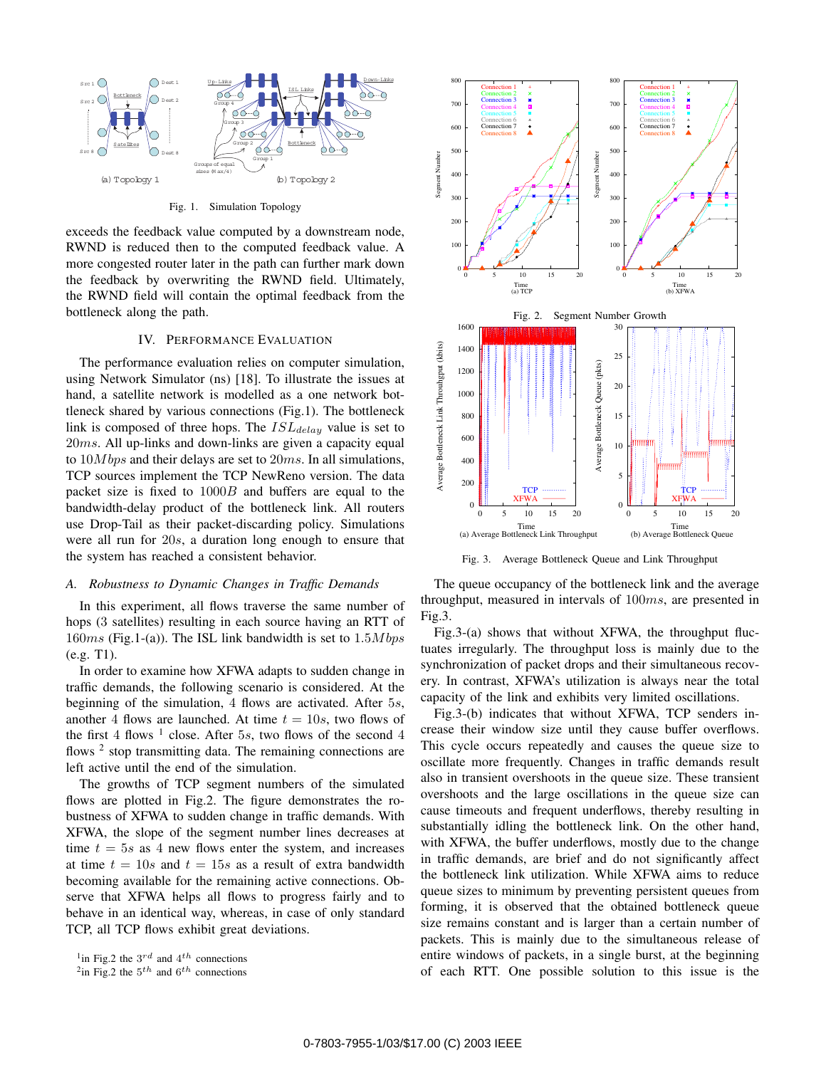Fig. 1. Simulation Topology

exceeds the feedback value computed by a downstream node, RWND is reduced then to the computed feedback value. A more congested router later in the path can further mark down the feedback by overwriting the RWND field. Ultimately, the RWND field will contain the optimal feedback from the bottleneck along the path.

## IV. Performance Evaluation

The performance evaluation relies on computer simulation, using Network Simulator (ns) [18]. To illustrate the issues at hand, a satellite network is modelled as a one network bottleneck shared by various connections (Fig.1). The bottleneck link is composed of three hops. The $ISL_{delay}$ value is set to $20ms$. All up-links and down-links are given a capacity equal to $10Mbps$ and their delays are set to $20ms$. In all simulations, TCP sources implement the TCP NewReno version. The data packet size is fixed to $1000B$ and buffers are equal to the bandwidth-delay product of the bottleneck link. All routers use Drop-Tail as their packet-discarding policy. Simulations were all run for $20s$, a duration long enough to ensure that the system has reached a consistent behavior.

### *A. Robustness to Dynamic Changes in Traffic Demands*

In this experiment, all flows traverse the same number of hops (3 satellites) resulting in each source having an RTT of $160ms$ (Fig.1-(a)). The ISL link bandwidth is set to $1.5Mbps$ (e.g. T1).

In order to examine how XFWA adapts to sudden change in traffic demands, the following scenario is considered. At the beginning of the simulation, 4 flows are activated. After $5s$, another 4 flows are launched. At time $t = 10s$, two flows of the first 4 flows [1] close. After $5s$, two flows of the second 4 flows [2] stop transmitting data. The remaining connections are left active until the end of the simulation.

The growths of TCP segment numbers of the simulated flows are plotted in Fig.2. The figure demonstrates the robustness of XFWA to sudden change in traffic demands. With XFWA, the slope of the segment number lines decreases at time $t = 5s$ as 4 new flows enter the system, and increases at time $t = 10s$ and $t = 15s$ as a result of extra bandwidth becoming available for the remaining active connections. Observe that XFWA helps all flows to progress fairly and to behave in an identical way, whereas, in case of only standard TCP, all TCP flows exhibit great deviations.

[1]in Fig.2 the $3^{rd}$ and $4^{th}$ connections
[2]in Fig.2 the $5^{th}$ and $6^{th}$ connections

Fig. 2. Segment Number Growth

Fig. 3. Average Bottleneck Queue and Link Throughput

The queue occupancy of the bottleneck link and the average throughput, measured in intervals of $100ms$, are presented in Fig.3.

Fig.3-(a) shows that without XFWA, the throughput fluctuates irregularly. The throughput loss is mainly due to the synchronization of packet drops and their simultaneous recovery. In contrast, XFWA's utilization is always near the total capacity of the link and exhibits very limited oscillations.

Fig.3-(b) indicates that without XFWA, TCP senders increase their window size until they cause buffer overflows. This cycle occurs repeatedly and causes the queue size to oscillate more frequently. Changes in traffic demands result also in transient overshoots in the queue size. These transient overshoots and the large oscillations in the queue size can cause timeouts and frequent underflows, thereby resulting in substantially idling the bottleneck link. On the other hand, with XFWA, the buffer underflows, mostly due to the change in traffic demands, are brief and do not significantly affect the bottleneck link utilization. While XFWA aims to reduce queue sizes to minimum by preventing persistent queues from forming, it is observed that the obtained bottleneck queue size remains constant and is larger than a certain number of packets. This is mainly due to the simultaneous release of entire windows of packets, in a single burst, at the beginning of each RTT. One possible solution to this issue is the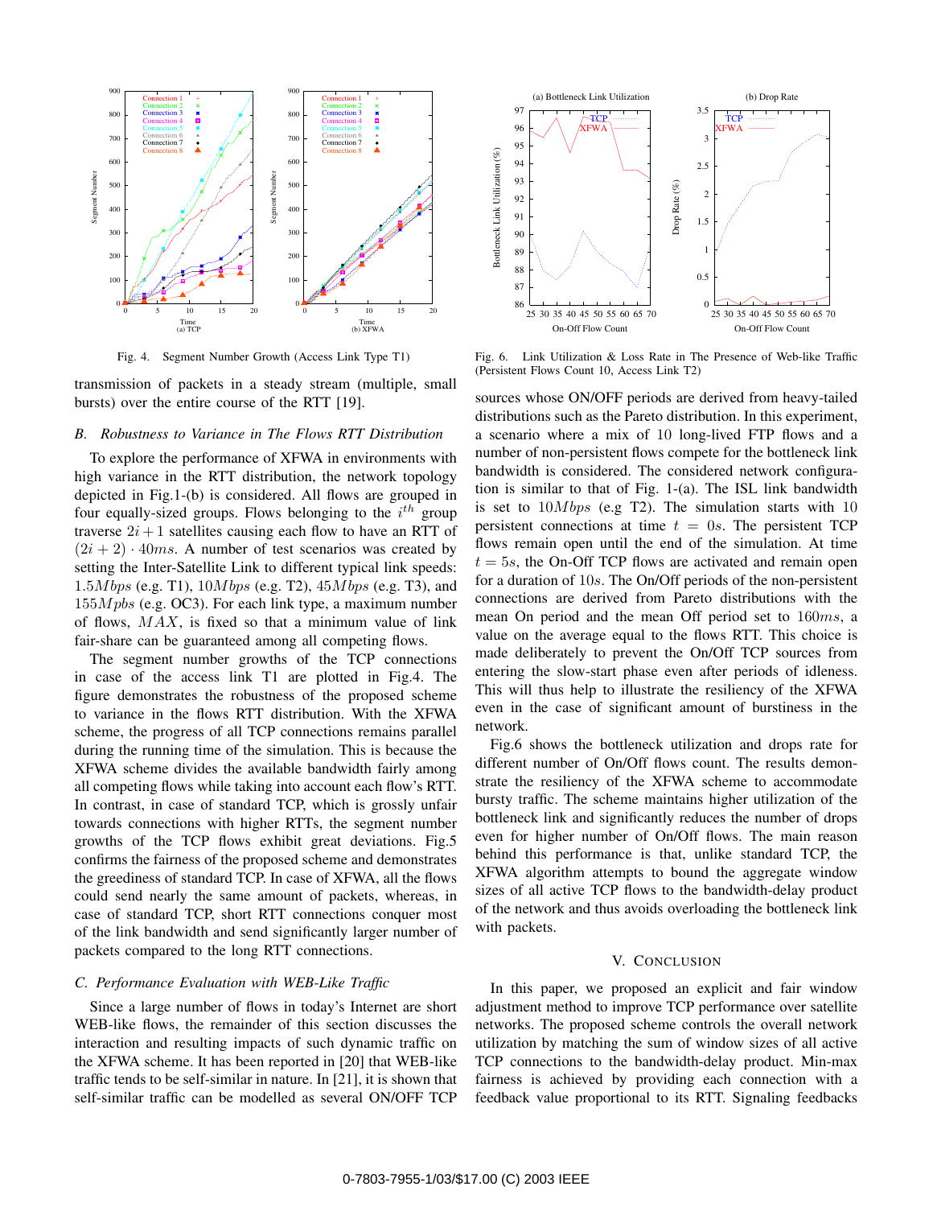Fig. 4. Segment Number Growth (Access Link Type T1)

transmission of packets in a steady stream (multiple, small bursts) over the entire course of the RTT [19].

### B. Robustness to Variance in The Flows RTT Distribution

To explore the performance of XFWA in environments with high variance in the RTT distribution, the network topology depicted in Fig.1-(b) is considered. All flows are grouped in four equally-sized groups. Flows belonging to the $i^{th}$ group traverse $2i+1$ satellites causing each flow to have an RTT of $(2i+2) \cdot 40ms$. A number of test scenarios was created by setting the Inter-Satellite Link to different typical link speeds: $1.5Mbps$ (e.g. T1), $10Mbps$ (e.g. T2), $45Mbps$ (e.g. T3), and $155Mpbs$ (e.g. OC3). For each link type, a maximum number of flows, $MAX$, is fixed so that a minimum value of link fair-share can be guaranteed among all competing flows.

The segment number growths of the TCP connections in case of the access link T1 are plotted in Fig.4. The figure demonstrates the robustness of the proposed scheme to variance in the flows RTT distribution. With the XFWA scheme, the progress of all TCP connections remains parallel during the running time of the simulation. This is because the XFWA scheme divides the available bandwidth fairly among all competing flows while taking into account each flow's RTT. In contrast, in case of standard TCP, which is grossly unfair towards connections with higher RTTs, the segment number growths of the TCP flows exhibit great deviations. Fig.5 confirms the fairness of the proposed scheme and demonstrates the greediness of standard TCP. In case of XFWA, all the flows could send nearly the same amount of packets, whereas, in case of standard TCP, short RTT connections conquer most of the link bandwidth and send significantly larger number of packets compared to the long RTT connections.

### C. Performance Evaluation with WEB-Like Traffic

Since a large number of flows in today's Internet are short WEB-like flows, the remainder of this section discusses the interaction and resulting impacts of such dynamic traffic on the XFWA scheme. It has been reported in [20] that WEB-like traffic tends to be self-similar in nature. In [21], it is shown that self-similar traffic can be modelled as several ON/OFF TCP sources whose ON/OFF periods are derived from heavy-tailed distributions such as the Pareto distribution. In this experiment, a scenario where a mix of 10 long-lived FTP flows and a number of non-persistent flows compete for the bottleneck link bandwidth is considered. The considered network configuration is similar to that of Fig. 1-(a). The ISL link bandwidth is set to $10Mbps$ (e.g T2). The simulation starts with 10 persistent connections at time $t = 0s$. The persistent TCP flows remain open until the end of the simulation. At time $t = 5s$, the On-Off TCP flows are activated and remain open for a duration of $10s$. The On/Off periods of the non-persistent connections are derived from Pareto distributions with the mean On period and the mean Off period set to $160ms$, a value on the average equal to the flows RTT. This choice is made deliberately to prevent the On/Off TCP sources from entering the slow-start phase even after periods of idleness. This will thus help to illustrate the resiliency of the XFWA even in the case of significant amount of burstiness in the network.

Fig. 6. Link Utilization & Loss Rate in The Presence of Web-like Traffic (Persistent Flows Count 10, Access Link T2)

Fig.6 shows the bottleneck utilization and drops rate for different number of On/Off flows count. The results demonstrate the resiliency of the XFWA scheme to accommodate bursty traffic. The scheme maintains higher utilization of the bottleneck link and significantly reduces the number of drops even for higher number of On/Off flows. The main reason behind this performance is that, unlike standard TCP, the XFWA algorithm attempts to bound the aggregate window sizes of all active TCP flows to the bandwidth-delay product of the network and thus avoids overloading the bottleneck link with packets.

## V. Conclusion

In this paper, we proposed an explicit and fair window adjustment method to improve TCP performance over satellite networks. The proposed scheme controls the overall network utilization by matching the sum of window sizes of all active TCP connections to the bandwidth-delay product. Min-max fairness is achieved by providing each connection with a feedback value proportional to its RTT. Signaling feedbacks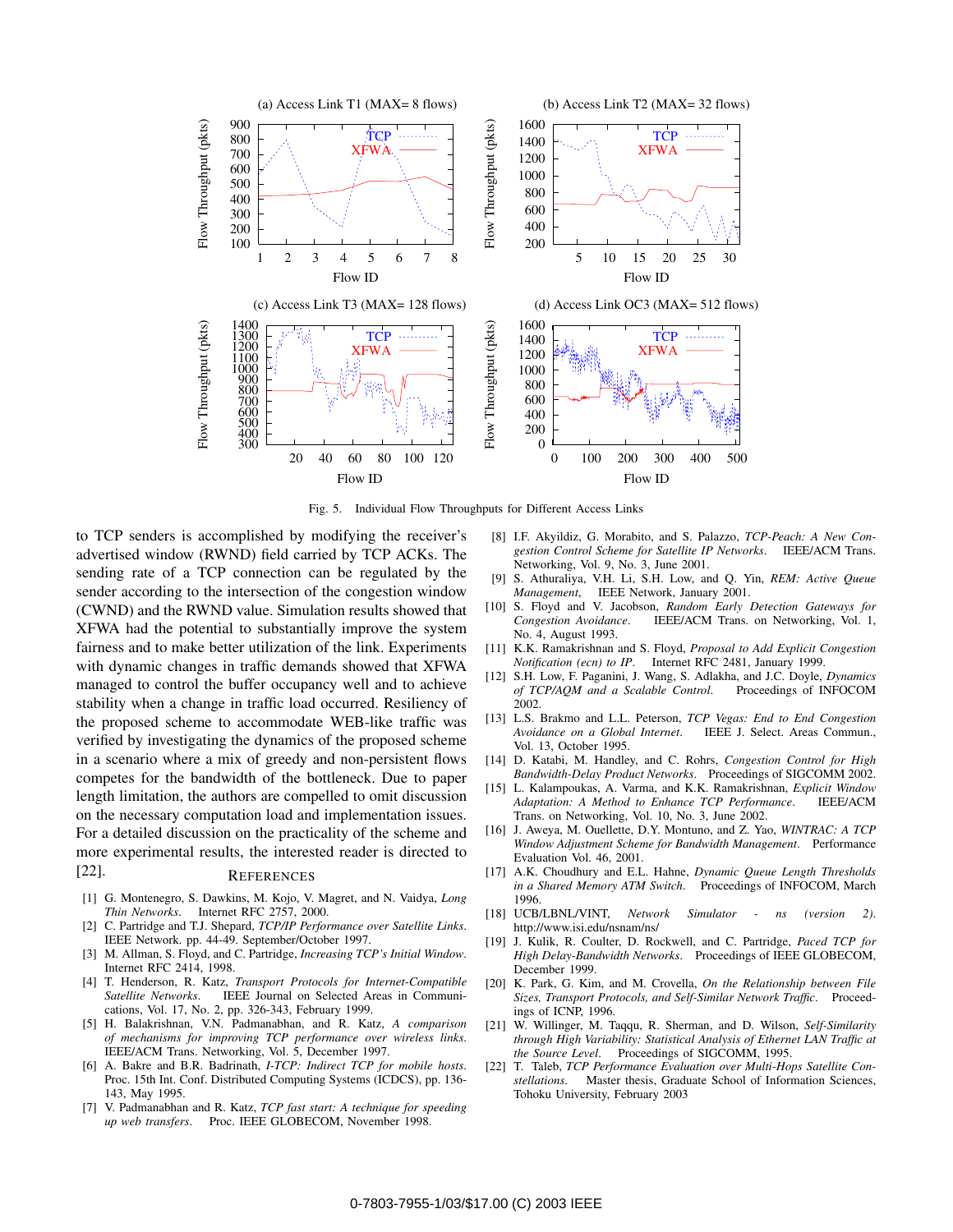(a) Access Link T1 (MAX= 8 flows)

Flow Throughput (pkts)

900
800
700
600
500
400
300
200
100

1 2 3 4 5 6 7 8

Flow ID

TCP
XFWA

(b) Access Link T2 (MAX= 32 flows)

Flow Throughput (pkts)

1600
1400
1200
1000
800
600
400
200

5 10 15 20 25 30

Flow ID

TCP
XFWA

(c) Access Link T3 (MAX= 128 flows)

Flow Throughput (pkts)

1400
1300
1200
1100
1000
900
800
700
600
500
400
300

20 40 60 80 100 120

Flow ID

TCP
XFWA

(d) Access Link OC3 (MAX= 512 flows)

Flow Throughput (pkts)

1600
1400
1200
1000
800
600
400
200
0

0 100 200 300 400 500

Flow ID

TCP
XFWA

Fig. 5. Individual Flow Throughputs for Different Access Links

to TCP senders is accomplished by modifying the receiver's advertised window (RWND) field carried by TCP ACKs. The sending rate of a TCP connection can be regulated by the sender according to the intersection of the congestion window (CWND) and the RWND value. Simulation results showed that XFWA had the potential to substantially improve the system fairness and to make better utilization of the link. Experiments with dynamic changes in traffic demands showed that XFWA managed to control the buffer occupancy well and to achieve stability when a change in traffic load occurred. Resiliency of the proposed scheme to accommodate WEB-like traffic was verified by investigating the dynamics of the proposed scheme in a scenario where a mix of greedy and non-persistent flows competes for the bandwidth of the bottleneck. Due to paper length limitation, the authors are compelled to omit discussion on the necessary computation load and implementation issues. For a detailed discussion on the practicality of the scheme and more experimental results, the interested reader is directed to [22].

## References

[1] G. Montenegro, S. Dawkins, M. Kojo, V. Magret, and N. Vaidya, *Long Thin Networks*. Internet RFC 2757, 2000.

[2] C. Partridge and T.J. Shepard, *TCP/IP Performance over Satellite Links*. IEEE Network. pp. 44-49. September/October 1997.

[3] M. Allman, S. Floyd, and C. Partridge, *Increasing TCP's Initial Window*. Internet RFC 2414, 1998.

[4] T. Henderson, R. Katz, *Transport Protocols for Internet-Compatible Satellite Networks*. IEEE Journal on Selected Areas in Communications, Vol. 17, No. 2, pp. 326-343, February 1999.

[5] H. Balakrishnan, V.N. Padmanabhan, and R. Katz, *A comparison of mechanisms for improving TCP performance over wireless links*. IEEE/ACM Trans. Networking, Vol. 5, December 1997.

[6] A. Bakre and B.R. Badrinath, *I-TCP: Indirect TCP for mobile hosts*. Proc. 15th Int. Conf. Distributed Computing Systems (ICDCS), pp. 136-143, May 1995.

[7] V. Padmanabhan and R. Katz, *TCP fast start: A technique for speeding up web transfers*. Proc. IEEE GLOBECOM, November 1998.

[8] I.F. Akyildiz, G. Morabito, and S. Palazzo, *TCP-Peach: A New Congestion Control Scheme for Satellite IP Networks*. IEEE/ACM Trans. Networking, Vol. 9, No. 3, June 2001.

[9] S. Athuraliya, V.H. Li, S.H. Low, and Q. Yin, *REM: Active Queue Management*, IEEE Network, January 2001.

[10] S. Floyd and V. Jacobson, *Random Early Detection Gateways for Congestion Avoidance*. IEEE/ACM Trans. on Networking, Vol. 1, No. 4, August 1993.

[11] K.K. Ramakrishnan and S. Floyd, *Proposal to Add Explicit Congestion Notification (ecn) to IP*. Internet RFC 2481, January 1999.

[12] S.H. Low, F. Paganini, J. Wang, S. Adlakha, and J.C. Doyle, *Dynamics of TCP/AQM and a Scalable Control*. Proceedings of INFOCOM 2002.

[13] L.S. Brakmo and L.L. Peterson, *TCP Vegas: End to End Congestion Avoidance on a Global Internet*. IEEE J. Select. Areas Commun., Vol. 13, October 1995.

[14] D. Katabi, M. Handley, and C. Rohrs, *Congestion Control for High Bandwidth-Delay Product Networks*. Proceedings of SIGCOMM 2002.

[15] L. Kalampoukas, A. Varma, and K.K. Ramakrishnan, *Explicit Window Adaptation: A Method to Enhance TCP Performance*. IEEE/ACM Trans. on Networking, Vol. 10, No. 3, June 2002.

[16] J. Aweya, M. Ouellette, D.Y. Montuno, and Z. Yao, *WINTRAC: A TCP Window Adjustment Scheme for Bandwidth Management*. Performance Evaluation Vol. 46, 2001.

[17] A.K. Choudhury and E.L. Hahne, *Dynamic Queue Length Thresholds in a Shared Memory ATM Switch*. Proceedings of INFOCOM, March 1996.

[18] UCB/LBNL/VINT, *Network Simulator - ns (version 2)*. http://www.isi.edu/nsnam/ns/

[19] J. Kulik, R. Coulter, D. Rockwell, and C. Partridge, *Paced TCP for High Delay-Bandwidth Networks*. Proceedings of IEEE GLOBECOM, December 1999.

[20] K. Park, G. Kim, and M. Crovella, *On the Relationship between File Sizes, Transport Protocols, and Self-Similar Network Traffic*. Proceedings of ICNP, 1996.

[21] W. Willinger, M. Taqqu, R. Sherman, and D. Wilson, *Self-Similarity through High Variability: Statistical Analysis of Ethernet LAN Traffic at the Source Level*. Proceedings of SIGCOMM, 1995.

[22] T. Taleb, *TCP Performance Evaluation over Multi-Hops Satellite Constellations*. Master thesis, Graduate School of Information Sciences, Tohoku University, February 2003